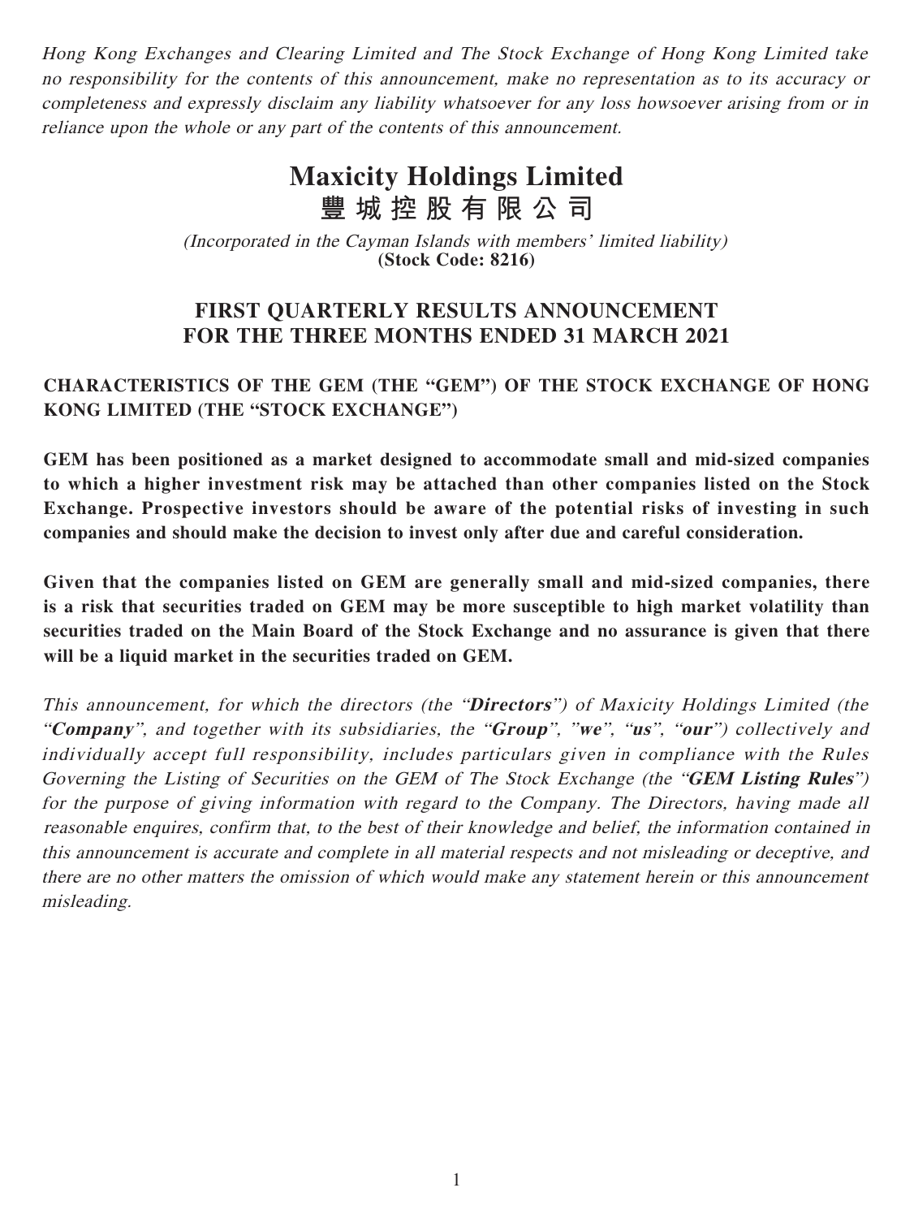*Hong Kong Exchanges and Clearing Limited and The Stock Exchange of Hong Kong Limited take no responsibility for the contents of this announcement, make no representation as to its accuracy or completeness and expressly disclaim any liability whatsoever for any loss howsoever arising from or in reliance upon the whole or any part of the contents of this announcement.*

# Maxicity Holdings Limited
# 豐城控股有限公司

*(Incorporated in the Cayman Islands with members' limited liability)*
**(Stock Code: 8216)**

## FIRST QUARTERLY RESULTS ANNOUNCEMENT FOR THE THREE MONTHS ENDED 31 MARCH 2021

### CHARACTERISTICS OF THE GEM (THE "GEM") OF THE STOCK EXCHANGE OF HONG KONG LIMITED (THE "STOCK EXCHANGE")

**GEM has been positioned as a market designed to accommodate small and mid-sized companies to which a higher investment risk may be attached than other companies listed on the Stock Exchange. Prospective investors should be aware of the potential risks of investing in such companies and should make the decision to invest only after due and careful consideration.**

**Given that the companies listed on GEM are generally small and mid-sized companies, there is a risk that securities traded on GEM may be more susceptible to high market volatility than securities traded on the Main Board of the Stock Exchange and no assurance is given that there will be a liquid market in the securities traded on GEM.**

*This announcement, for which the directors (the "**Directors**") of Maxicity Holdings Limited (the "**Company**", and together with its subsidiaries, the "**Group**", "**we**", "**us**", "**our**") collectively and individually accept full responsibility, includes particulars given in compliance with the Rules Governing the Listing of Securities on the GEM of The Stock Exchange (the "**GEM Listing Rules**") for the purpose of giving information with regard to the Company. The Directors, having made all reasonable enquires, confirm that, to the best of their knowledge and belief, the information contained in this announcement is accurate and complete in all material respects and not misleading or deceptive, and there are no other matters the omission of which would make any statement herein or this announcement misleading.*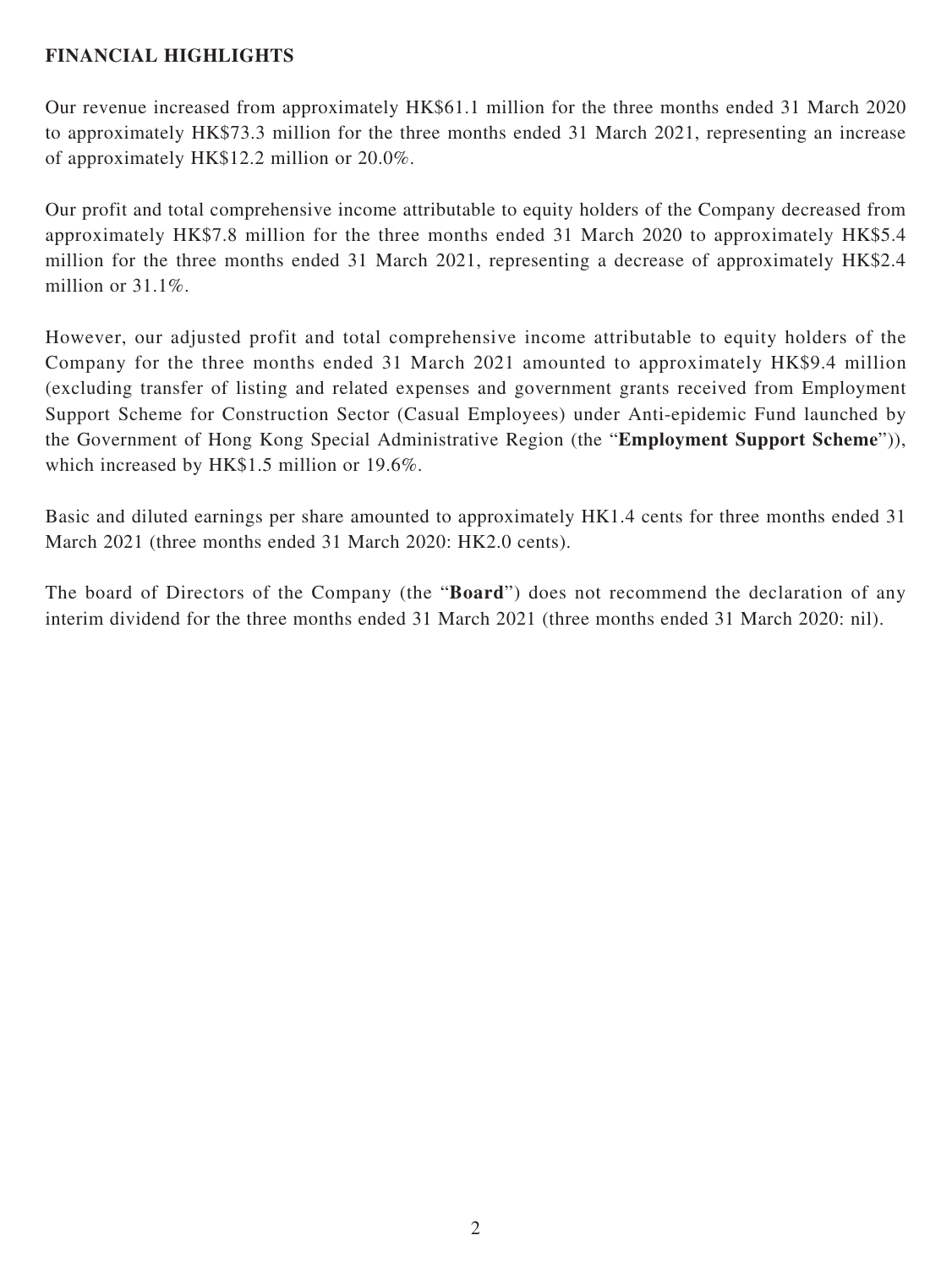## FINANCIAL HIGHLIGHTS

Our revenue increased from approximately HK$61.1 million for the three months ended 31 March 2020 to approximately HK$73.3 million for the three months ended 31 March 2021, representing an increase of approximately HK$12.2 million or 20.0%.

Our profit and total comprehensive income attributable to equity holders of the Company decreased from approximately HK$7.8 million for the three months ended 31 March 2020 to approximately HK$5.4 million for the three months ended 31 March 2021, representing a decrease of approximately HK$2.4 million or 31.1%.

However, our adjusted profit and total comprehensive income attributable to equity holders of the Company for the three months ended 31 March 2021 amounted to approximately HK$9.4 million (excluding transfer of listing and related expenses and government grants received from Employment Support Scheme for Construction Sector (Casual Employees) under Anti-epidemic Fund launched by the Government of Hong Kong Special Administrative Region (the "**Employment Support Scheme**")), which increased by HK$1.5 million or 19.6%.

Basic and diluted earnings per share amounted to approximately HK1.4 cents for three months ended 31 March 2021 (three months ended 31 March 2020: HK2.0 cents).

The board of Directors of the Company (the "**Board**") does not recommend the declaration of any interim dividend for the three months ended 31 March 2021 (three months ended 31 March 2020: nil).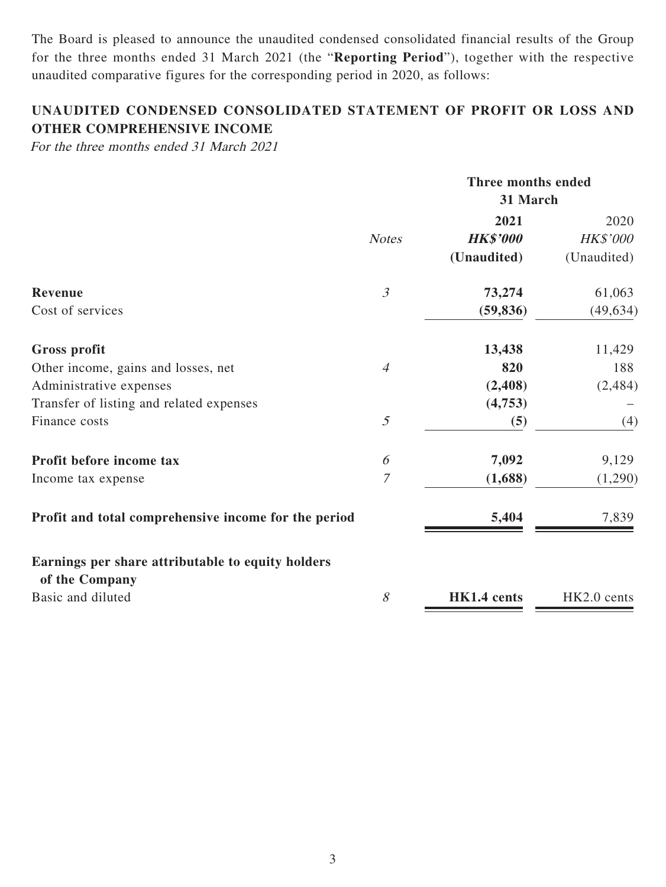The Board is pleased to announce the unaudited condensed consolidated financial results of the Group for the three months ended 31 March 2021 (the "**Reporting Period**"), together with the respective unaudited comparative figures for the corresponding period in 2020, as follows:

## UNAUDITED CONDENSED CONSOLIDATED STATEMENT OF PROFIT OR LOSS AND OTHER COMPREHENSIVE INCOME

*For the three months ended 31 March 2021*

| | | Three months ended 31 March | |
|---|---|---|---|
| | *Notes* | **2021** | 2020 |
| | | ***HK$'000*** | *HK$'000* |
| | | **(Unaudited)** | (Unaudited) |
| **Revenue** | *3* | **73,274** | 61,063 |
| Cost of services | | **(59,836)** | (49,634) |
| **Gross profit** | | **13,438** | 11,429 |
| Other income, gains and losses, net | *4* | **820** | 188 |
| Administrative expenses | | **(2,408)** | (2,484) |
| Transfer of listing and related expenses | | **(4,753)** | – |
| Finance costs | *5* | **(5)** | (4) |
| **Profit before income tax** | *6* | **7,092** | 9,129 |
| Income tax expense | *7* | **(1,688)** | (1,290) |
| **Profit and total comprehensive income for the period** | | **5,404** | 7,839 |
| **Earnings per share attributable to equity holders of the Company** | | | |
| Basic and diluted | *8* | **HK1.4 cents** | HK2.0 cents |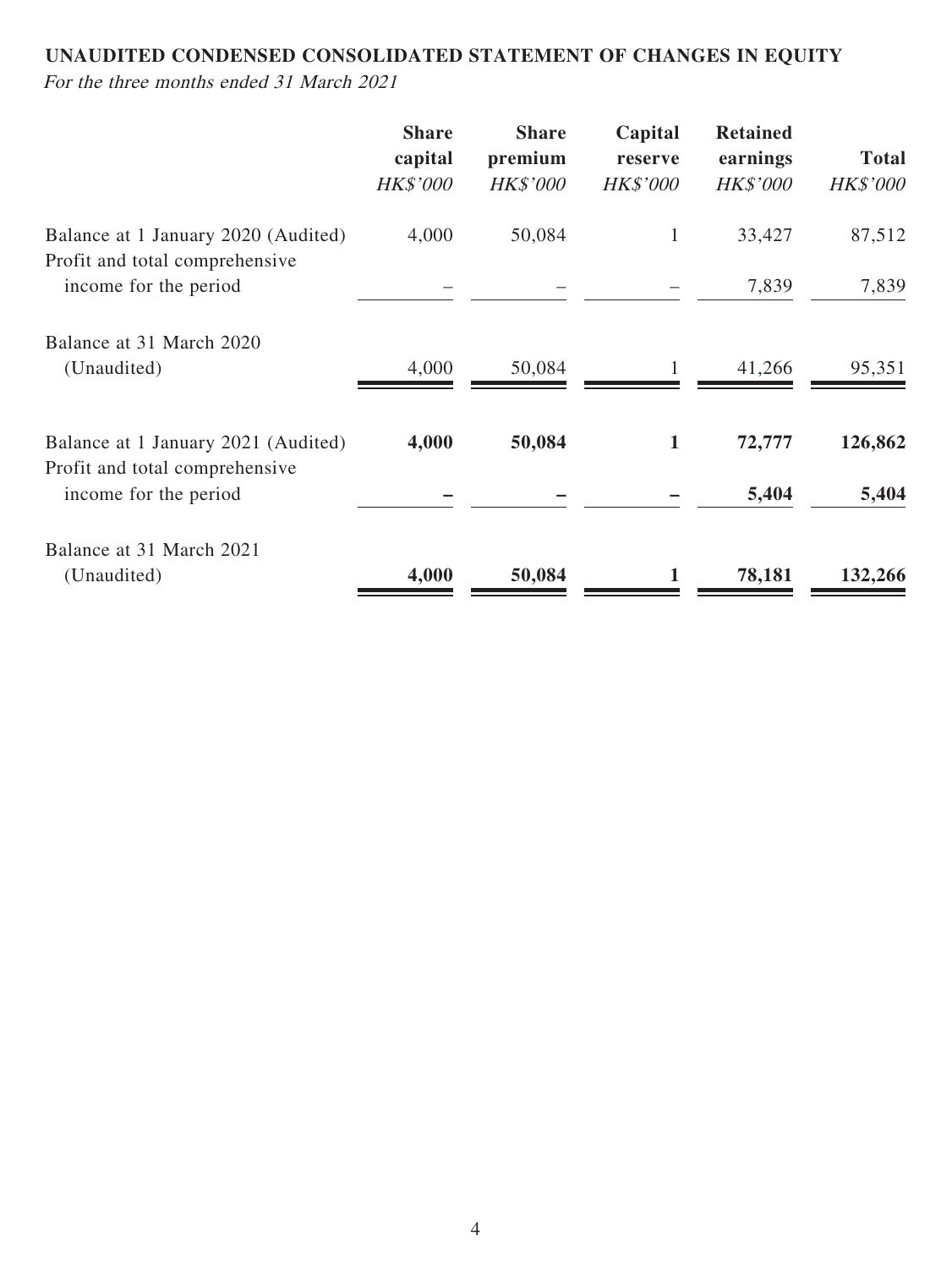**UNAUDITED CONDENSED CONSOLIDATED STATEMENT OF CHANGES IN EQUITY**

*For the three months ended 31 March 2021*

| | Share capital | Share premium | Capital reserve | Retained earnings | Total |
|---|---|---|---|---|---|
| | *HK$'000* | *HK$'000* | *HK$'000* | *HK$'000* | *HK$'000* |
| Balance at 1 January 2020 (Audited) | 4,000 | 50,084 | 1 | 33,427 | 87,512 |
| Profit and total comprehensive income for the period | – | – | – | 7,839 | 7,839 |
| Balance at 31 March 2020 (Unaudited) | 4,000 | 50,084 | 1 | 41,266 | 95,351 |
| **Balance at 1 January 2021 (Audited)** | **4,000** | **50,084** | **1** | **72,777** | **126,862** |
| Profit and total comprehensive income for the period | **–** | **–** | **–** | **5,404** | **5,404** |
| Balance at 31 March 2021 (Unaudited) | **4,000** | **50,084** | **1** | **78,181** | **132,266** |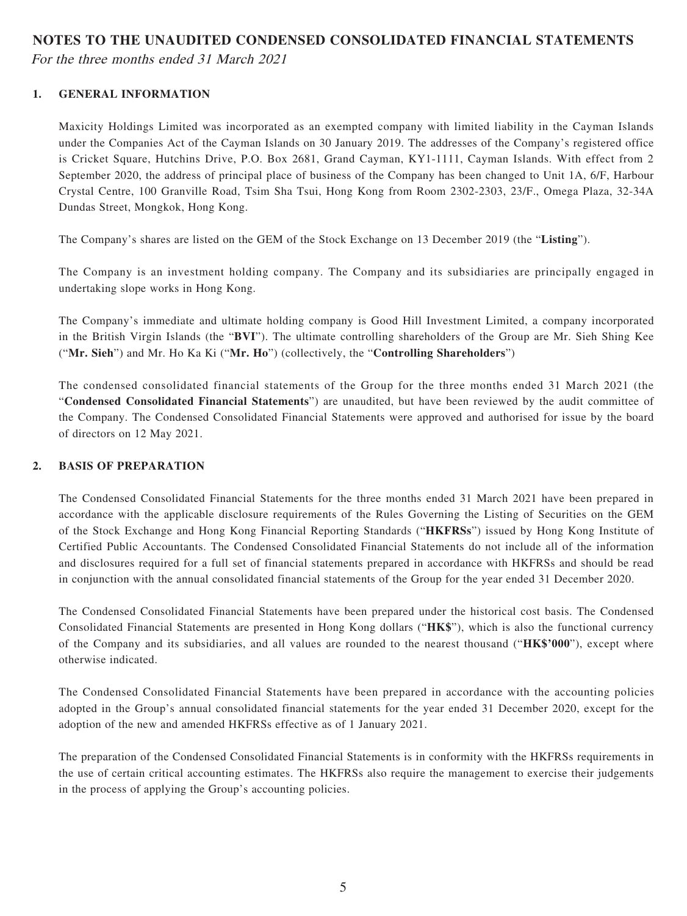# NOTES TO THE UNAUDITED CONDENSED CONSOLIDATED FINANCIAL STATEMENTS

*For the three months ended 31 March 2021*

## 1. GENERAL INFORMATION

Maxicity Holdings Limited was incorporated as an exempted company with limited liability in the Cayman Islands under the Companies Act of the Cayman Islands on 30 January 2019. The addresses of the Company's registered office is Cricket Square, Hutchins Drive, P.O. Box 2681, Grand Cayman, KY1-1111, Cayman Islands. With effect from 2 September 2020, the address of principal place of business of the Company has been changed to Unit 1A, 6/F, Harbour Crystal Centre, 100 Granville Road, Tsim Sha Tsui, Hong Kong from Room 2302-2303, 23/F., Omega Plaza, 32-34A Dundas Street, Mongkok, Hong Kong.

The Company's shares are listed on the GEM of the Stock Exchange on 13 December 2019 (the "**Listing**").

The Company is an investment holding company. The Company and its subsidiaries are principally engaged in undertaking slope works in Hong Kong.

The Company's immediate and ultimate holding company is Good Hill Investment Limited, a company incorporated in the British Virgin Islands (the "**BVI**"). The ultimate controlling shareholders of the Group are Mr. Sieh Shing Kee ("**Mr. Sieh**") and Mr. Ho Ka Ki ("**Mr. Ho**") (collectively, the "**Controlling Shareholders**")

The condensed consolidated financial statements of the Group for the three months ended 31 March 2021 (the "**Condensed Consolidated Financial Statements**") are unaudited, but have been reviewed by the audit committee of the Company. The Condensed Consolidated Financial Statements were approved and authorised for issue by the board of directors on 12 May 2021.

## 2. BASIS OF PREPARATION

The Condensed Consolidated Financial Statements for the three months ended 31 March 2021 have been prepared in accordance with the applicable disclosure requirements of the Rules Governing the Listing of Securities on the GEM of the Stock Exchange and Hong Kong Financial Reporting Standards ("**HKFRSs**") issued by Hong Kong Institute of Certified Public Accountants. The Condensed Consolidated Financial Statements do not include all of the information and disclosures required for a full set of financial statements prepared in accordance with HKFRSs and should be read in conjunction with the annual consolidated financial statements of the Group for the year ended 31 December 2020.

The Condensed Consolidated Financial Statements have been prepared under the historical cost basis. The Condensed Consolidated Financial Statements are presented in Hong Kong dollars ("**HK$**"), which is also the functional currency of the Company and its subsidiaries, and all values are rounded to the nearest thousand ("**HK$'000**"), except where otherwise indicated.

The Condensed Consolidated Financial Statements have been prepared in accordance with the accounting policies adopted in the Group's annual consolidated financial statements for the year ended 31 December 2020, except for the adoption of the new and amended HKFRSs effective as of 1 January 2021.

The preparation of the Condensed Consolidated Financial Statements is in conformity with the HKFRSs requirements in the use of certain critical accounting estimates. The HKFRSs also require the management to exercise their judgements in the process of applying the Group's accounting policies.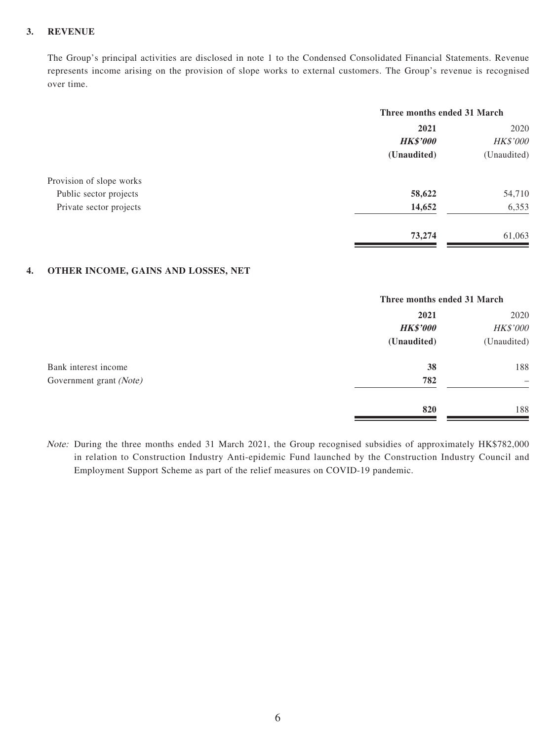## 3. REVENUE

The Group's principal activities are disclosed in note 1 to the Condensed Consolidated Financial Statements. Revenue represents income arising on the provision of slope works to external customers. The Group's revenue is recognised over time.

| | Three months ended 31 March | |
|---|---|---|
| | **2021** | 2020 |
| | ***HK$'000*** | *HK$'000* |
| | **(Unaudited)** | (Unaudited) |
| Provision of slope works | | |
| Public sector projects | **58,622** | 54,710 |
| Private sector projects | **14,652** | 6,353 |
| | **73,274** | 61,063 |

## 4. OTHER INCOME, GAINS AND LOSSES, NET

| | Three months ended 31 March | |
|---|---|---|
| | **2021** | 2020 |
| | ***HK$'000*** | *HK$'000* |
| | **(Unaudited)** | (Unaudited) |
| Bank interest income | **38** | 188 |
| Government grant *(Note)* | **782** | – |
| | **820** | 188 |

*Note:* During the three months ended 31 March 2021, the Group recognised subsidies of approximately HK$782,000 in relation to Construction Industry Anti-epidemic Fund launched by the Construction Industry Council and Employment Support Scheme as part of the relief measures on COVID-19 pandemic.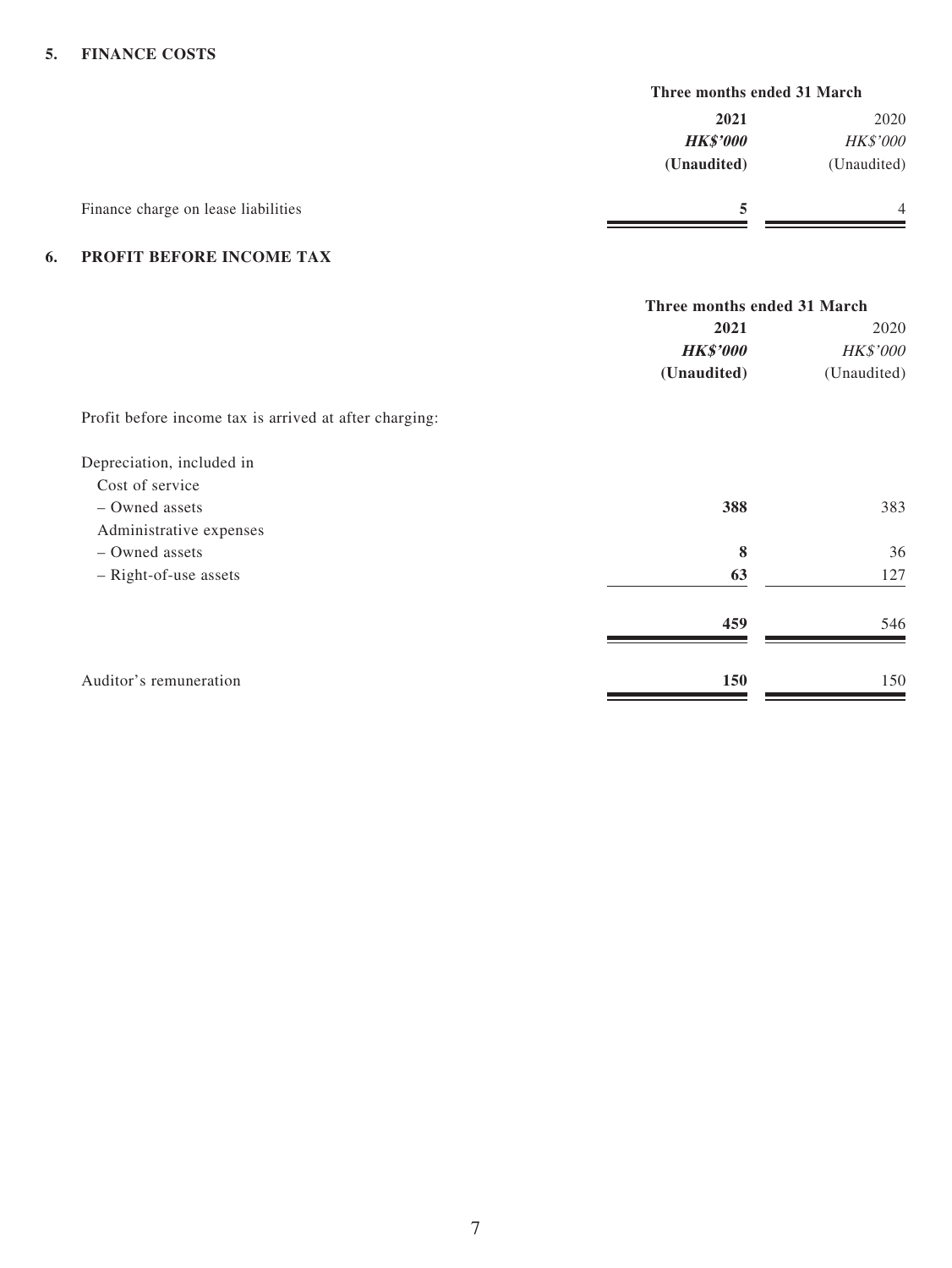## 5. FINANCE COSTS

| | Three months ended 31 March | |
|---|---|---|
| | **2021** | 2020 |
| | ***HK$'000*** | *HK$'000* |
| | **(Unaudited)** | (Unaudited) |
| Finance charge on lease liabilities | **5** | 4 |

## 6. PROFIT BEFORE INCOME TAX

| | Three months ended 31 March | |
|---|---|---|
| | **2021** | 2020 |
| | ***HK$'000*** | *HK$'000* |
| | **(Unaudited)** | (Unaudited) |
| Profit before income tax is arrived at after charging: | | |
| Depreciation, included in | | |
| Cost of service | | |
| – Owned assets | **388** | 383 |
| Administrative expenses | | |
| – Owned assets | **8** | 36 |
| – Right-of-use assets | **63** | 127 |
| | **459** | 546 |
| Auditor's remuneration | **150** | 150 |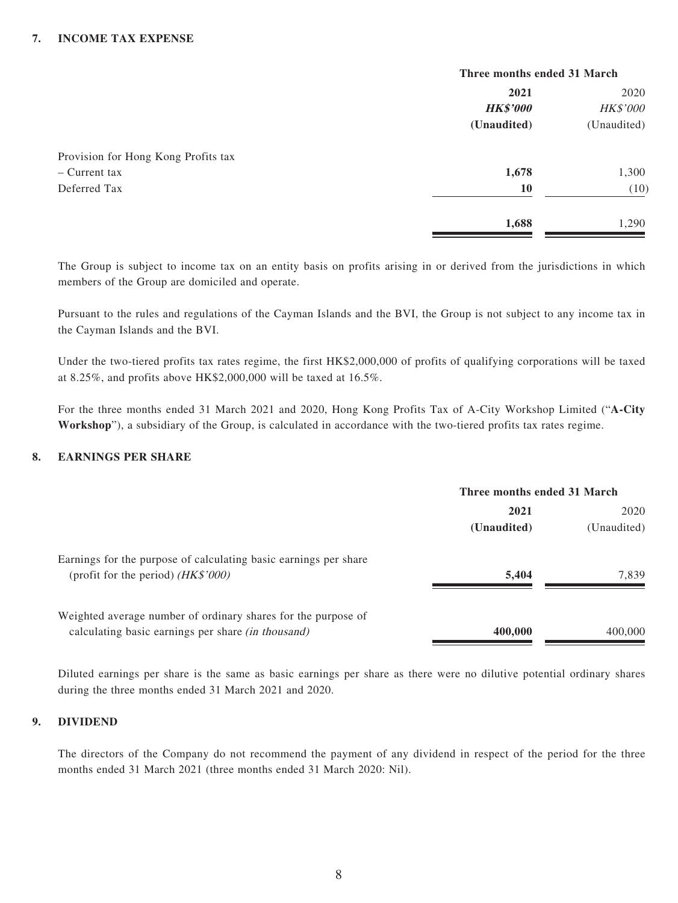## 7. INCOME TAX EXPENSE

| | Three months ended 31 March | |
|---|---|---|
| | **2021** | 2020 |
| | ***HK$'000*** | *HK$'000* |
| | **(Unaudited)** | (Unaudited) |
| Provision for Hong Kong Profits tax | | |
| – Current tax | **1,678** | 1,300 |
| Deferred Tax | **10** | (10) |
| | **1,688** | 1,290 |

The Group is subject to income tax on an entity basis on profits arising in or derived from the jurisdictions in which members of the Group are domiciled and operate.

Pursuant to the rules and regulations of the Cayman Islands and the BVI, the Group is not subject to any income tax in the Cayman Islands and the BVI.

Under the two-tiered profits tax rates regime, the first HK$2,000,000 of profits of qualifying corporations will be taxed at 8.25%, and profits above HK$2,000,000 will be taxed at 16.5%.

For the three months ended 31 March 2021 and 2020, Hong Kong Profits Tax of A-City Workshop Limited ("**A-City Workshop**"), a subsidiary of the Group, is calculated in accordance with the two-tiered profits tax rates regime.

## 8. EARNINGS PER SHARE

| | Three months ended 31 March | |
|---|---|---|
| | **2021** | 2020 |
| | **(Unaudited)** | (Unaudited) |
| Earnings for the purpose of calculating basic earnings per share (profit for the period) *(HK$'000)* | **5,404** | 7,839 |
| Weighted average number of ordinary shares for the purpose of calculating basic earnings per share *(in thousand)* | **400,000** | 400,000 |

Diluted earnings per share is the same as basic earnings per share as there were no dilutive potential ordinary shares during the three months ended 31 March 2021 and 2020.

## 9. DIVIDEND

The directors of the Company do not recommend the payment of any dividend in respect of the period for the three months ended 31 March 2021 (three months ended 31 March 2020: Nil).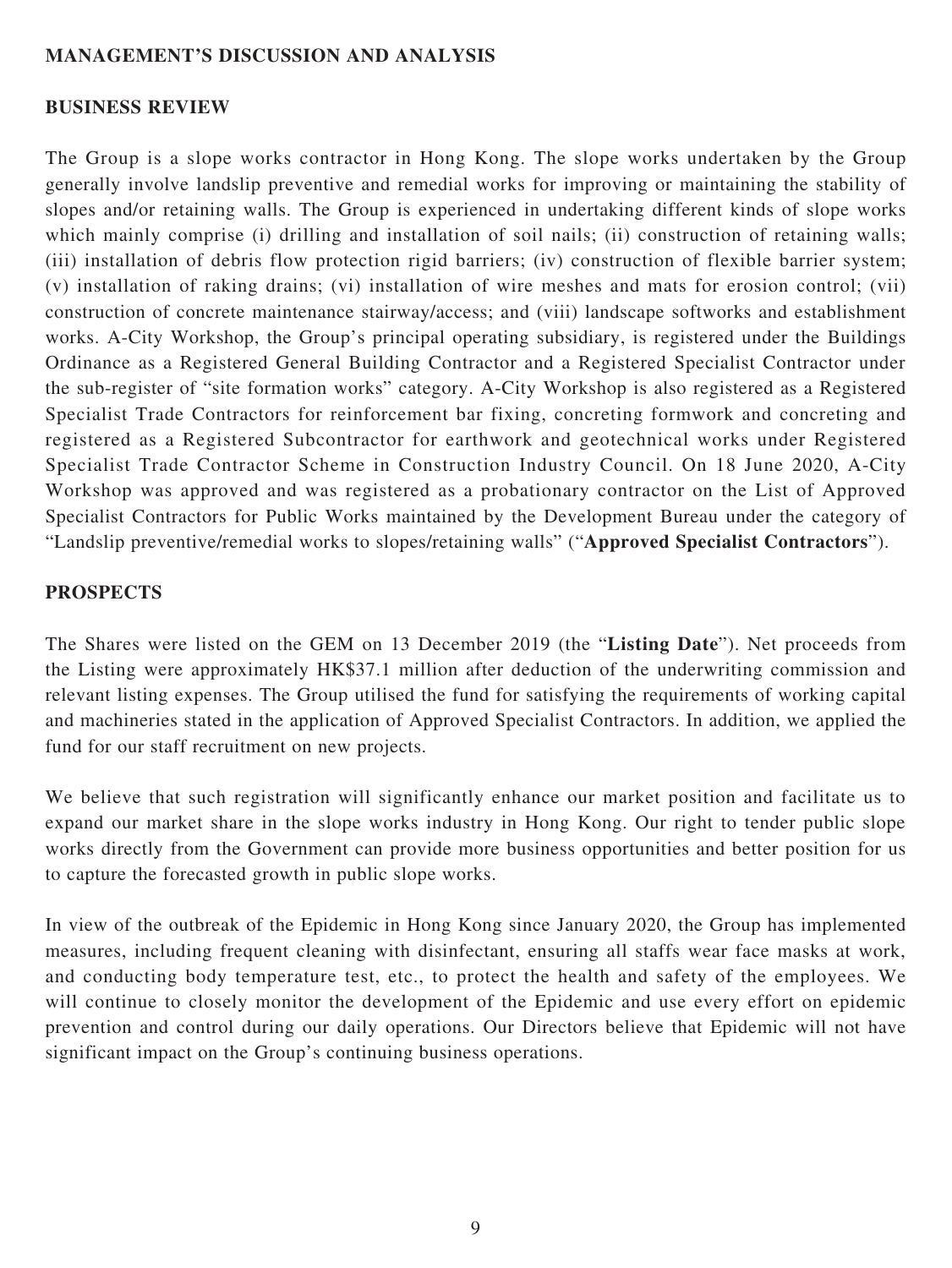## MANAGEMENT'S DISCUSSION AND ANALYSIS

### BUSINESS REVIEW

The Group is a slope works contractor in Hong Kong. The slope works undertaken by the Group generally involve landslip preventive and remedial works for improving or maintaining the stability of slopes and/or retaining walls. The Group is experienced in undertaking different kinds of slope works which mainly comprise (i) drilling and installation of soil nails; (ii) construction of retaining walls; (iii) installation of debris flow protection rigid barriers; (iv) construction of flexible barrier system; (v) installation of raking drains; (vi) installation of wire meshes and mats for erosion control; (vii) construction of concrete maintenance stairway/access; and (viii) landscape softworks and establishment works. A-City Workshop, the Group's principal operating subsidiary, is registered under the Buildings Ordinance as a Registered General Building Contractor and a Registered Specialist Contractor under the sub-register of "site formation works" category. A-City Workshop is also registered as a Registered Specialist Trade Contractors for reinforcement bar fixing, concreting formwork and concreting and registered as a Registered Subcontractor for earthwork and geotechnical works under Registered Specialist Trade Contractor Scheme in Construction Industry Council. On 18 June 2020, A-City Workshop was approved and was registered as a probationary contractor on the List of Approved Specialist Contractors for Public Works maintained by the Development Bureau under the category of "Landslip preventive/remedial works to slopes/retaining walls" ("**Approved Specialist Contractors**").

### PROSPECTS

The Shares were listed on the GEM on 13 December 2019 (the "**Listing Date**"). Net proceeds from the Listing were approximately HK$37.1 million after deduction of the underwriting commission and relevant listing expenses. The Group utilised the fund for satisfying the requirements of working capital and machineries stated in the application of Approved Specialist Contractors. In addition, we applied the fund for our staff recruitment on new projects.

We believe that such registration will significantly enhance our market position and facilitate us to expand our market share in the slope works industry in Hong Kong. Our right to tender public slope works directly from the Government can provide more business opportunities and better position for us to capture the forecasted growth in public slope works.

In view of the outbreak of the Epidemic in Hong Kong since January 2020, the Group has implemented measures, including frequent cleaning with disinfectant, ensuring all staffs wear face masks at work, and conducting body temperature test, etc., to protect the health and safety of the employees. We will continue to closely monitor the development of the Epidemic and use every effort on epidemic prevention and control during our daily operations. Our Directors believe that Epidemic will not have significant impact on the Group's continuing business operations.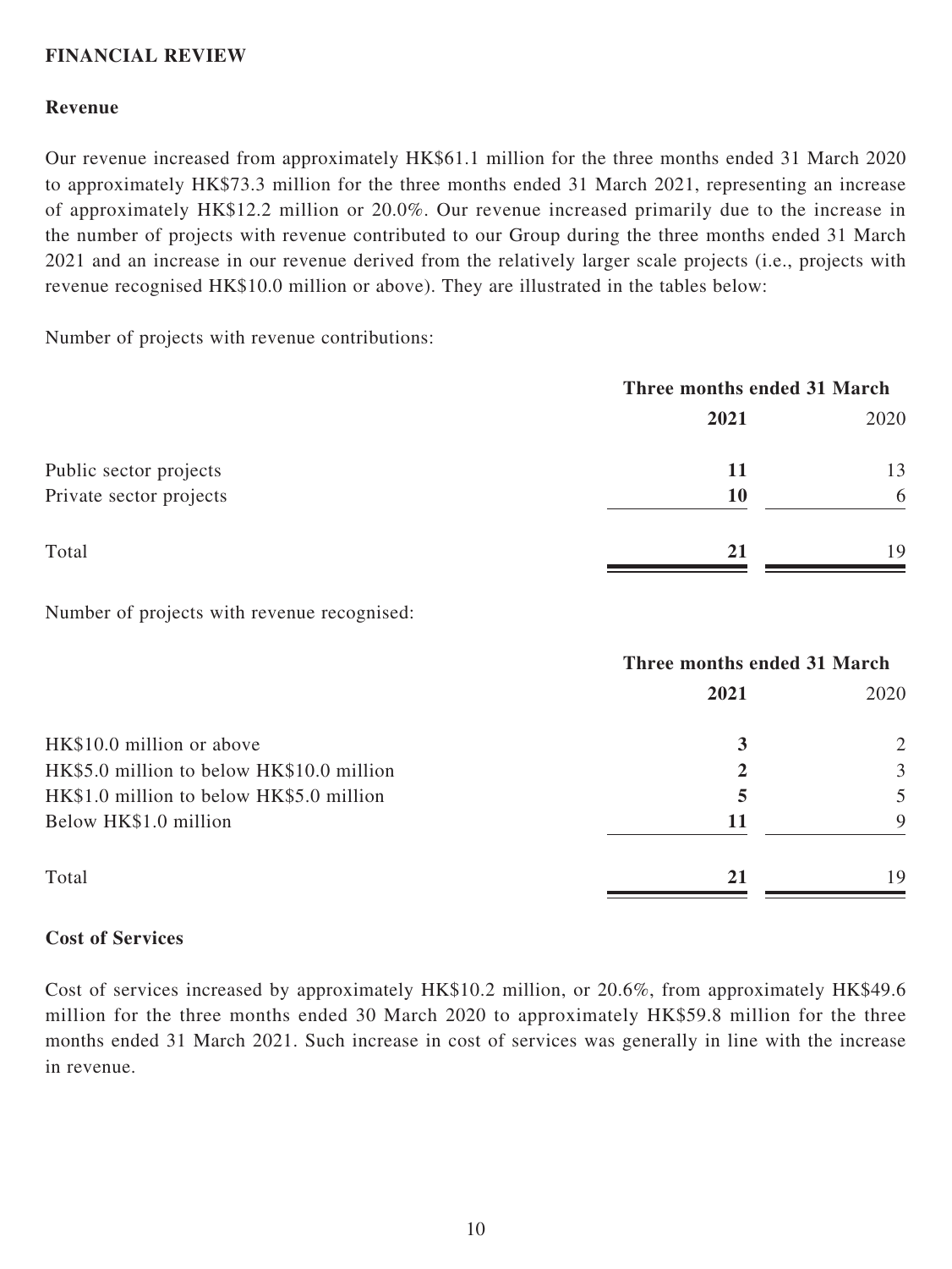## FINANCIAL REVIEW

### Revenue

Our revenue increased from approximately HK$61.1 million for the three months ended 31 March 2020 to approximately HK$73.3 million for the three months ended 31 March 2021, representing an increase of approximately HK$12.2 million or 20.0%. Our revenue increased primarily due to the increase in the number of projects with revenue contributed to our Group during the three months ended 31 March 2021 and an increase in our revenue derived from the relatively larger scale projects (i.e., projects with revenue recognised HK$10.0 million or above). They are illustrated in the tables below:

Number of projects with revenue contributions:

| | Three months ended 31 March | |
|---|---|---|
| | **2021** | 2020 |
| Public sector projects | **11** | 13 |
| Private sector projects | **10** | 6 |
| Total | **21** | 19 |

Number of projects with revenue recognised:

| | Three months ended 31 March | |
|---|---|---|
| | **2021** | 2020 |
| HK$10.0 million or above | **3** | 2 |
| HK$5.0 million to below HK$10.0 million | **2** | 3 |
| HK$1.0 million to below HK$5.0 million | **5** | 5 |
| Below HK$1.0 million | **11** | 9 |
| Total | **21** | 19 |

### Cost of Services

Cost of services increased by approximately HK$10.2 million, or 20.6%, from approximately HK$49.6 million for the three months ended 30 March 2020 to approximately HK$59.8 million for the three months ended 31 March 2021. Such increase in cost of services was generally in line with the increase in revenue.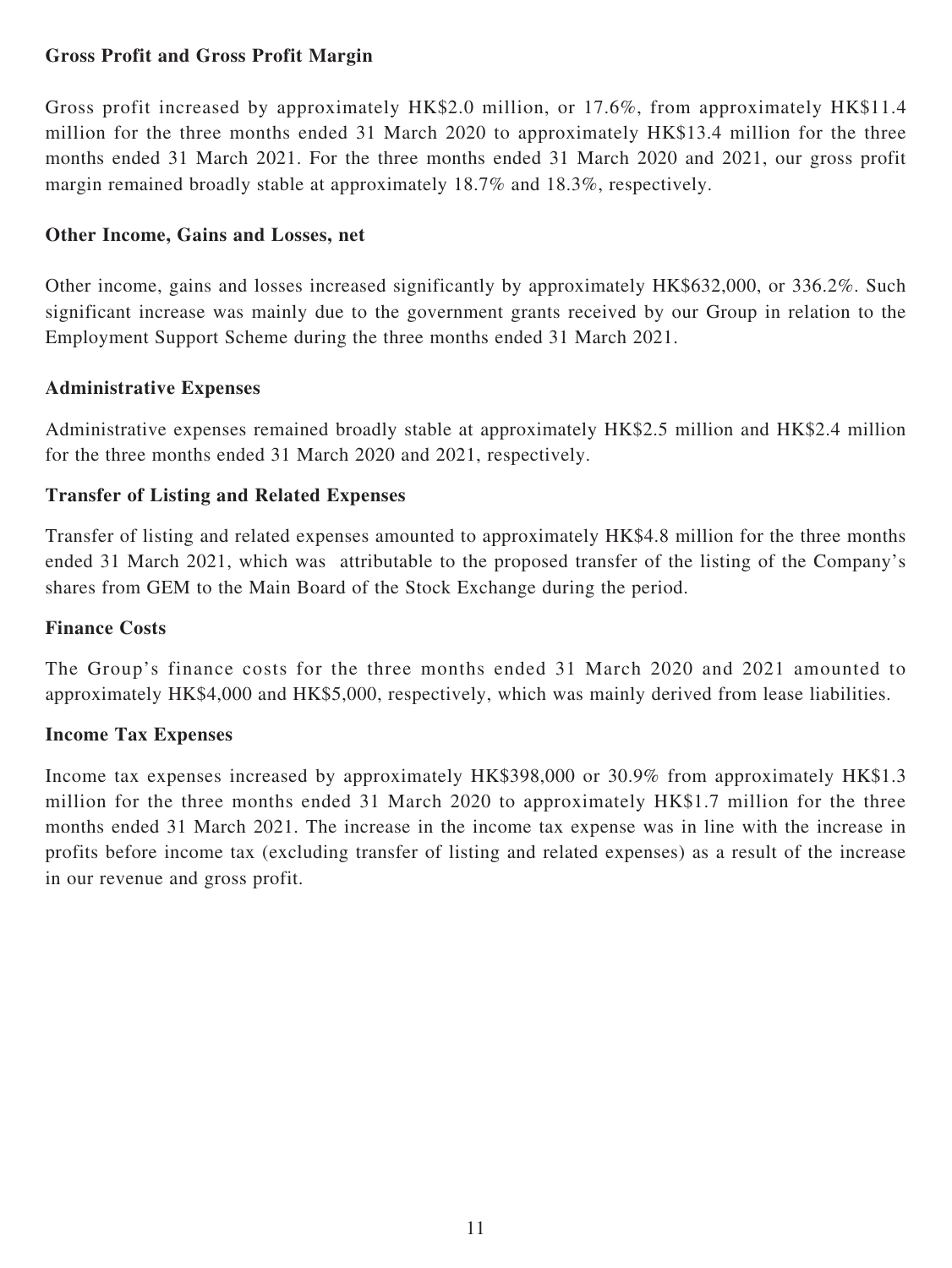**Gross Profit and Gross Profit Margin**

Gross profit increased by approximately HK$2.0 million, or 17.6%, from approximately HK$11.4 million for the three months ended 31 March 2020 to approximately HK$13.4 million for the three months ended 31 March 2021. For the three months ended 31 March 2020 and 2021, our gross profit margin remained broadly stable at approximately 18.7% and 18.3%, respectively.

**Other Income, Gains and Losses, net**

Other income, gains and losses increased significantly by approximately HK$632,000, or 336.2%. Such significant increase was mainly due to the government grants received by our Group in relation to the Employment Support Scheme during the three months ended 31 March 2021.

**Administrative Expenses**

Administrative expenses remained broadly stable at approximately HK$2.5 million and HK$2.4 million for the three months ended 31 March 2020 and 2021, respectively.

**Transfer of Listing and Related Expenses**

Transfer of listing and related expenses amounted to approximately HK$4.8 million for the three months ended 31 March 2021, which was attributable to the proposed transfer of the listing of the Company's shares from GEM to the Main Board of the Stock Exchange during the period.

**Finance Costs**

The Group's finance costs for the three months ended 31 March 2020 and 2021 amounted to approximately HK$4,000 and HK$5,000, respectively, which was mainly derived from lease liabilities.

**Income Tax Expenses**

Income tax expenses increased by approximately HK$398,000 or 30.9% from approximately HK$1.3 million for the three months ended 31 March 2020 to approximately HK$1.7 million for the three months ended 31 March 2021. The increase in the income tax expense was in line with the increase in profits before income tax (excluding transfer of listing and related expenses) as a result of the increase in our revenue and gross profit.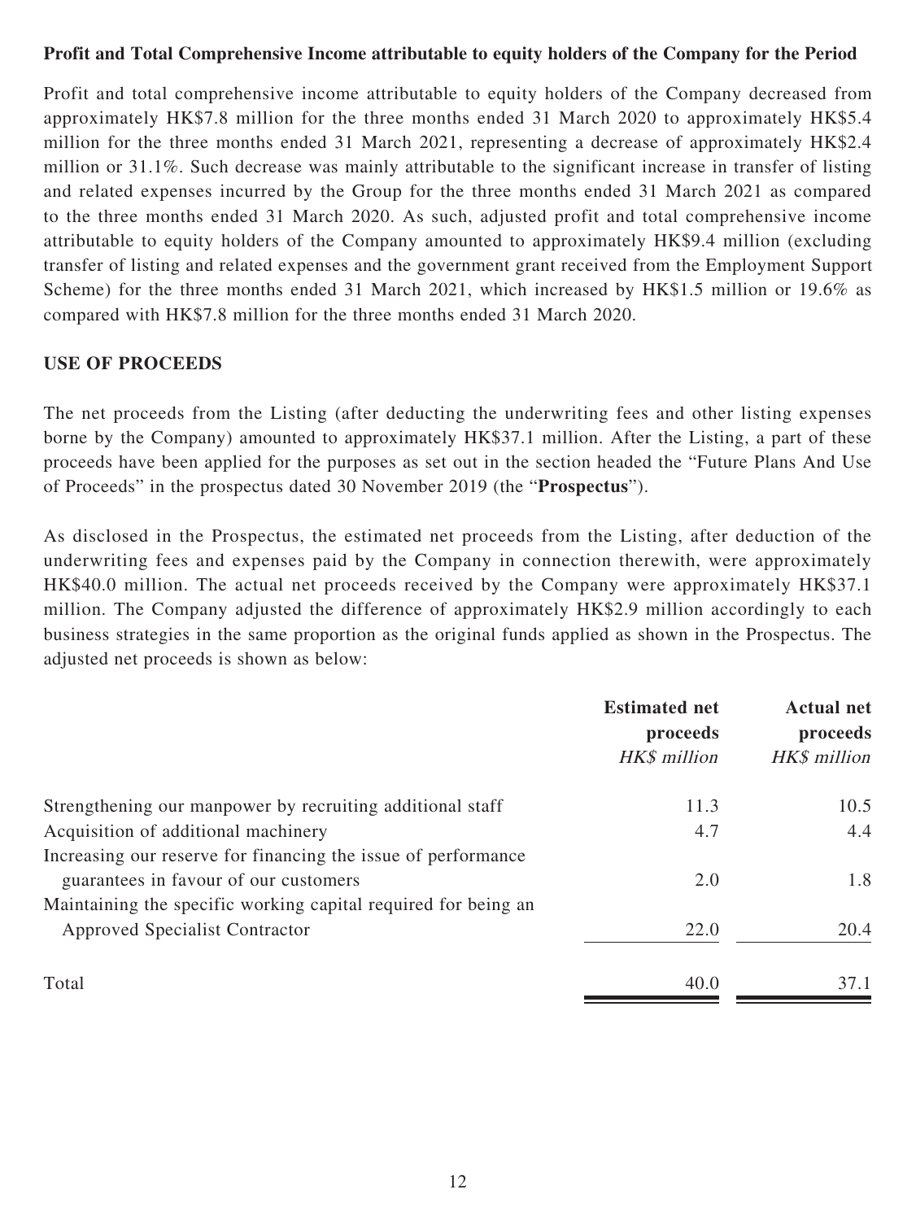**Profit and Total Comprehensive Income attributable to equity holders of the Company for the Period**

Profit and total comprehensive income attributable to equity holders of the Company decreased from approximately HK$7.8 million for the three months ended 31 March 2020 to approximately HK$5.4 million for the three months ended 31 March 2021, representing a decrease of approximately HK$2.4 million or 31.1%. Such decrease was mainly attributable to the significant increase in transfer of listing and related expenses incurred by the Group for the three months ended 31 March 2021 as compared to the three months ended 31 March 2020. As such, adjusted profit and total comprehensive income attributable to equity holders of the Company amounted to approximately HK$9.4 million (excluding transfer of listing and related expenses and the government grant received from the Employment Support Scheme) for the three months ended 31 March 2021, which increased by HK$1.5 million or 19.6% as compared with HK$7.8 million for the three months ended 31 March 2020.

## USE OF PROCEEDS

The net proceeds from the Listing (after deducting the underwriting fees and other listing expenses borne by the Company) amounted to approximately HK$37.1 million. After the Listing, a part of these proceeds have been applied for the purposes as set out in the section headed the "Future Plans And Use of Proceeds" in the prospectus dated 30 November 2019 (the "**Prospectus**").

As disclosed in the Prospectus, the estimated net proceeds from the Listing, after deduction of the underwriting fees and expenses paid by the Company in connection therewith, were approximately HK$40.0 million. The actual net proceeds received by the Company were approximately HK$37.1 million. The Company adjusted the difference of approximately HK$2.9 million accordingly to each business strategies in the same proportion as the original funds applied as shown in the Prospectus. The adjusted net proceeds is shown as below:

| | **Estimated net proceeds** *HK$ million* | **Actual net proceeds** *HK$ million* |
|---|---|---|
| Strengthening our manpower by recruiting additional staff | 11.3 | 10.5 |
| Acquisition of additional machinery | 4.7 | 4.4 |
| Increasing our reserve for financing the issue of performance guarantees in favour of our customers | 2.0 | 1.8 |
| Maintaining the specific working capital required for being an Approved Specialist Contractor | 22.0 | 20.4 |
| Total | 40.0 | 37.1 |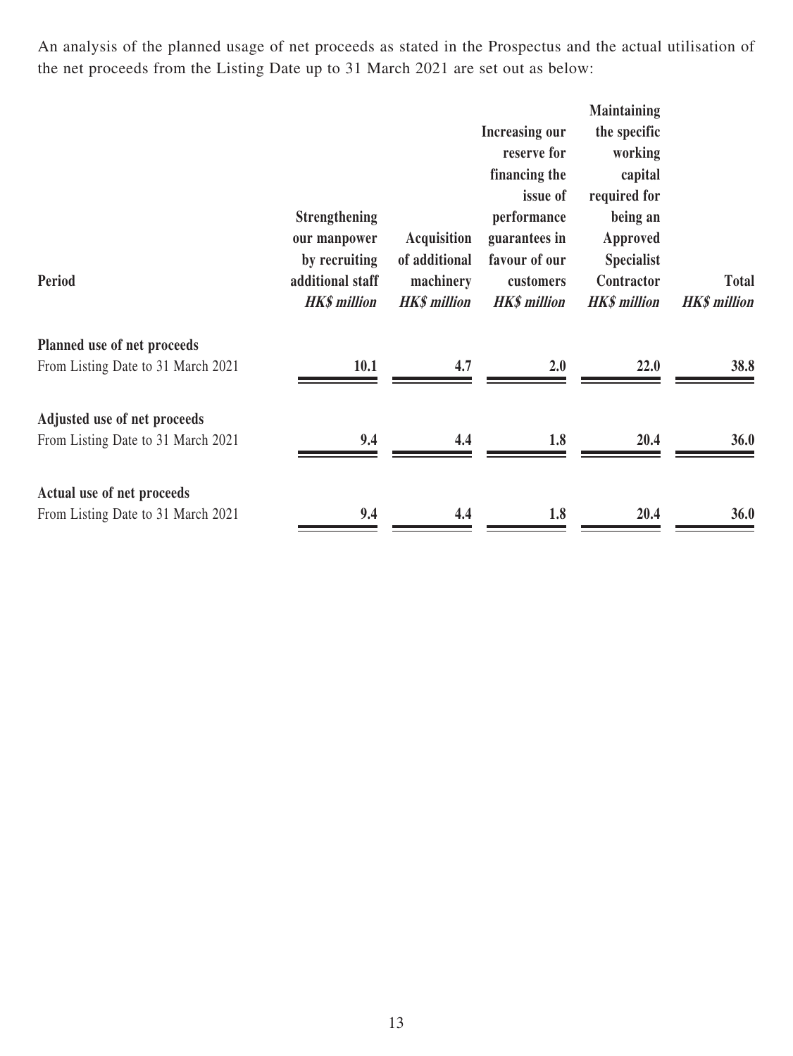An analysis of the planned usage of net proceeds as stated in the Prospectus and the actual utilisation of the net proceeds from the Listing Date up to 31 March 2021 are set out as below:

| Period | Strengthening our manpower by recruiting additional staff | Acquisition of additional machinery | Increasing our reserve for financing the issue of performance guarantees in favour of our customers | Maintaining the specific working capital required for being an Approved Specialist Contractor | Total |
|---|---|---|---|---|---|
| | *HK$ million* | *HK$ million* | *HK$ million* | *HK$ million* | *HK$ million* |
| **Planned use of net proceeds** | | | | | |
| From Listing Date to 31 March 2021 | **10.1** | **4.7** | **2.0** | **22.0** | **38.8** |
| **Adjusted use of net proceeds** | | | | | |
| From Listing Date to 31 March 2021 | **9.4** | **4.4** | **1.8** | **20.4** | **36.0** |
| **Actual use of net proceeds** | | | | | |
| From Listing Date to 31 March 2021 | **9.4** | **4.4** | **1.8** | **20.4** | **36.0** |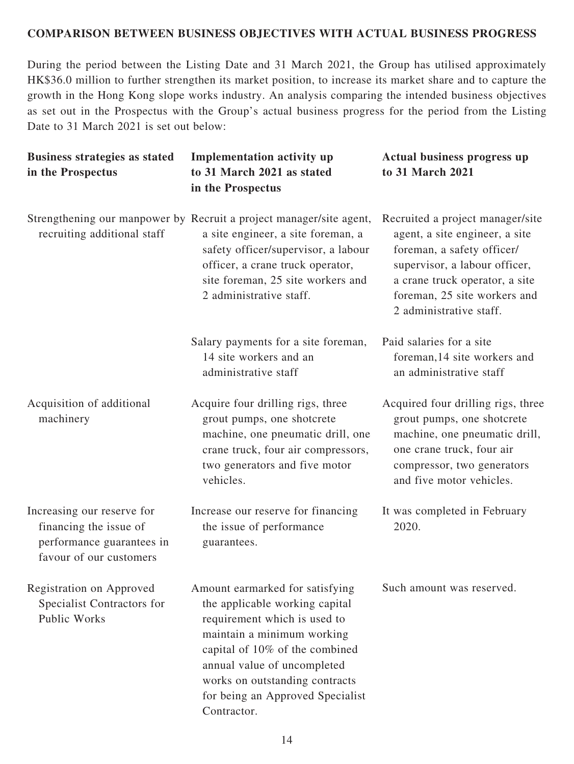**COMPARISON BETWEEN BUSINESS OBJECTIVES WITH ACTUAL BUSINESS PROGRESS**

During the period between the Listing Date and 31 March 2021, the Group has utilised approximately HK$36.0 million to further strengthen its market position, to increase its market share and to capture the growth in the Hong Kong slope works industry. An analysis comparing the intended business objectives as set out in the Prospectus with the Group's actual business progress for the period from the Listing Date to 31 March 2021 is set out below:

| Business strategies as stated in the Prospectus | Implementation activity up to 31 March 2021 as stated in the Prospectus | Actual business progress up to 31 March 2021 |
|---|---|---|
| Strengthening our manpower by recruiting additional staff | Recruit a project manager/site agent, a site engineer, a site foreman, a safety officer/supervisor, a labour officer, a crane truck operator, site foreman, 25 site workers and 2 administrative staff. | Recruited a project manager/site agent, a site engineer, a site foreman, a safety officer/ supervisor, a labour officer, a crane truck operator, a site foreman, 25 site workers and 2 administrative staff. |
| | Salary payments for a site foreman, 14 site workers and an administrative staff | Paid salaries for a site foreman,14 site workers and an administrative staff |
| Acquisition of additional machinery | Acquire four drilling rigs, three grout pumps, one shotcrete machine, one pneumatic drill, one crane truck, four air compressors, two generators and five motor vehicles. | Acquired four drilling rigs, three grout pumps, one shotcrete machine, one pneumatic drill, one crane truck, four air compressor, two generators and five motor vehicles. |
| Increasing our reserve for financing the issue of performance guarantees in favour of our customers | Increase our reserve for financing the issue of performance guarantees. | It was completed in February 2020. |
| Registration on Approved Specialist Contractors for Public Works | Amount earmarked for satisfying the applicable working capital requirement which is used to maintain a minimum working capital of 10% of the combined annual value of uncompleted works on outstanding contracts for being an Approved Specialist Contractor. | Such amount was reserved. |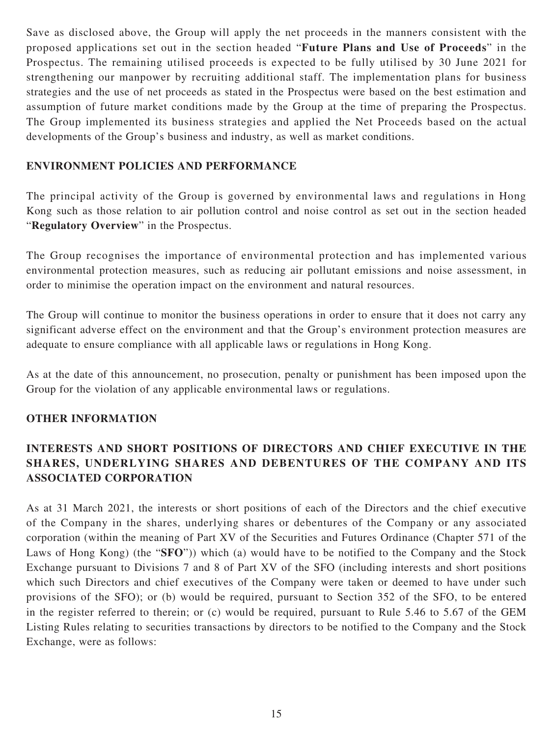Save as disclosed above, the Group will apply the net proceeds in the manners consistent with the proposed applications set out in the section headed "**Future Plans and Use of Proceeds**" in the Prospectus. The remaining utilised proceeds is expected to be fully utilised by 30 June 2021 for strengthening our manpower by recruiting additional staff. The implementation plans for business strategies and the use of net proceeds as stated in the Prospectus were based on the best estimation and assumption of future market conditions made by the Group at the time of preparing the Prospectus. The Group implemented its business strategies and applied the Net Proceeds based on the actual developments of the Group's business and industry, as well as market conditions.

## ENVIRONMENT POLICIES AND PERFORMANCE

The principal activity of the Group is governed by environmental laws and regulations in Hong Kong such as those relation to air pollution control and noise control as set out in the section headed "**Regulatory Overview**" in the Prospectus.

The Group recognises the importance of environmental protection and has implemented various environmental protection measures, such as reducing air pollutant emissions and noise assessment, in order to minimise the operation impact on the environment and natural resources.

The Group will continue to monitor the business operations in order to ensure that it does not carry any significant adverse effect on the environment and that the Group's environment protection measures are adequate to ensure compliance with all applicable laws or regulations in Hong Kong.

As at the date of this announcement, no prosecution, penalty or punishment has been imposed upon the Group for the violation of any applicable environmental laws or regulations.

## OTHER INFORMATION

## INTERESTS AND SHORT POSITIONS OF DIRECTORS AND CHIEF EXECUTIVE IN THE SHARES, UNDERLYING SHARES AND DEBENTURES OF THE COMPANY AND ITS ASSOCIATED CORPORATION

As at 31 March 2021, the interests or short positions of each of the Directors and the chief executive of the Company in the shares, underlying shares or debentures of the Company or any associated corporation (within the meaning of Part XV of the Securities and Futures Ordinance (Chapter 571 of the Laws of Hong Kong) (the "**SFO**")) which (a) would have to be notified to the Company and the Stock Exchange pursuant to Divisions 7 and 8 of Part XV of the SFO (including interests and short positions which such Directors and chief executives of the Company were taken or deemed to have under such provisions of the SFO); or (b) would be required, pursuant to Section 352 of the SFO, to be entered in the register referred to therein; or (c) would be required, pursuant to Rule 5.46 to 5.67 of the GEM Listing Rules relating to securities transactions by directors to be notified to the Company and the Stock Exchange, were as follows: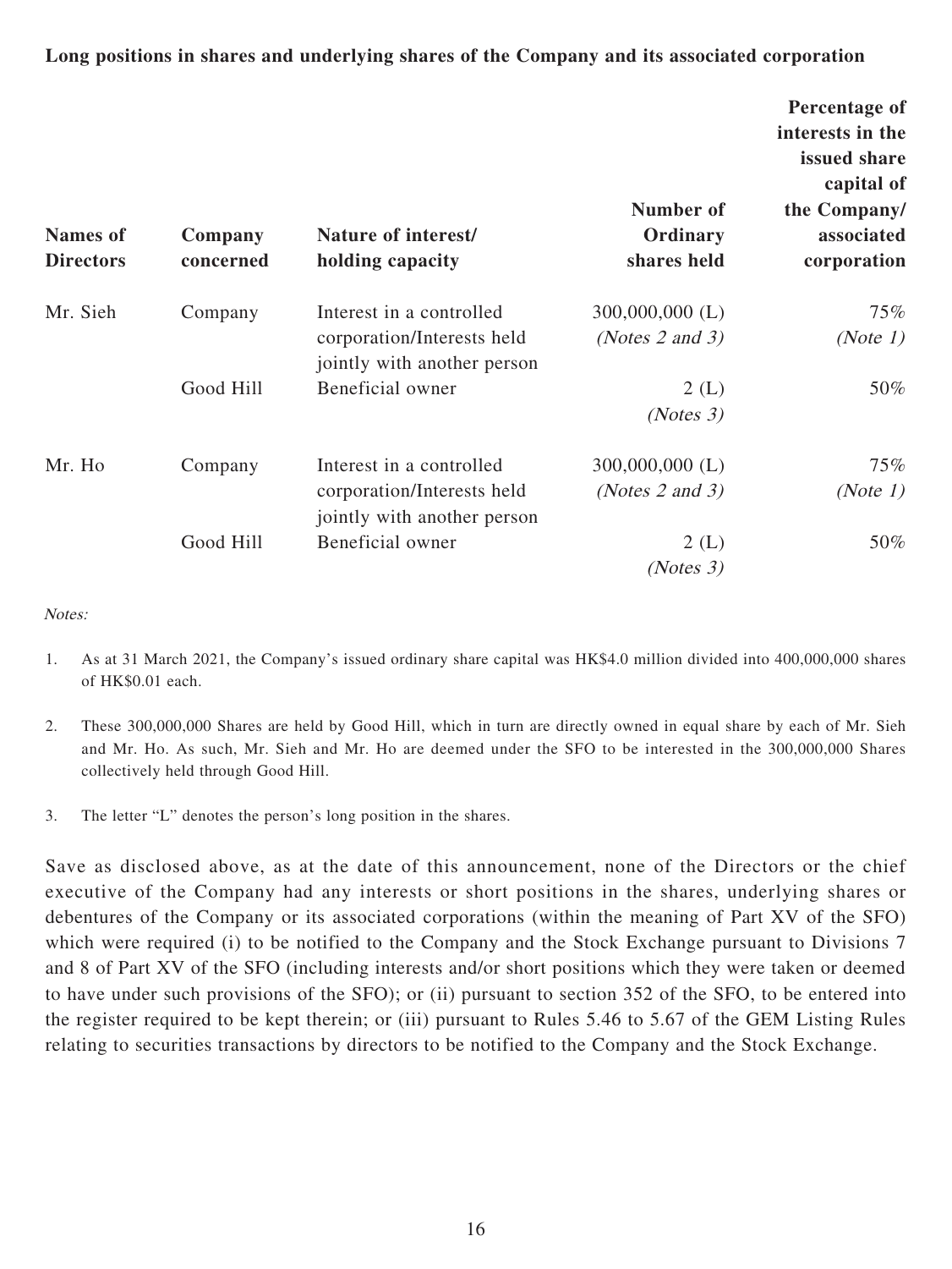**Long positions in shares and underlying shares of the Company and its associated corporation**

| Names of Directors | Company concerned | Nature of interest/ holding capacity | Number of Ordinary shares held | Percentage of interests in the issued share capital of the Company/ associated corporation |
|---|---|---|---|---|
| Mr. Sieh | Company | Interest in a controlled corporation/Interests held jointly with another person | 300,000,000 (L) *(Notes 2 and 3)* | 75% *(Note 1)* |
| | Good Hill | Beneficial owner | 2 (L) *(Notes 3)* | 50% |
| Mr. Ho | Company | Interest in a controlled corporation/Interests held jointly with another person | 300,000,000 (L) *(Notes 2 and 3)* | 75% *(Note 1)* |
| | Good Hill | Beneficial owner | 2 (L) *(Notes 3)* | 50% |

*Notes:*

1. As at 31 March 2021, the Company's issued ordinary share capital was HK$4.0 million divided into 400,000,000 shares of HK$0.01 each.

2. These 300,000,000 Shares are held by Good Hill, which in turn are directly owned in equal share by each of Mr. Sieh and Mr. Ho. As such, Mr. Sieh and Mr. Ho are deemed under the SFO to be interested in the 300,000,000 Shares collectively held through Good Hill.

3. The letter "L" denotes the person's long position in the shares.

Save as disclosed above, as at the date of this announcement, none of the Directors or the chief executive of the Company had any interests or short positions in the shares, underlying shares or debentures of the Company or its associated corporations (within the meaning of Part XV of the SFO) which were required (i) to be notified to the Company and the Stock Exchange pursuant to Divisions 7 and 8 of Part XV of the SFO (including interests and/or short positions which they were taken or deemed to have under such provisions of the SFO); or (ii) pursuant to section 352 of the SFO, to be entered into the register required to be kept therein; or (iii) pursuant to Rules 5.46 to 5.67 of the GEM Listing Rules relating to securities transactions by directors to be notified to the Company and the Stock Exchange.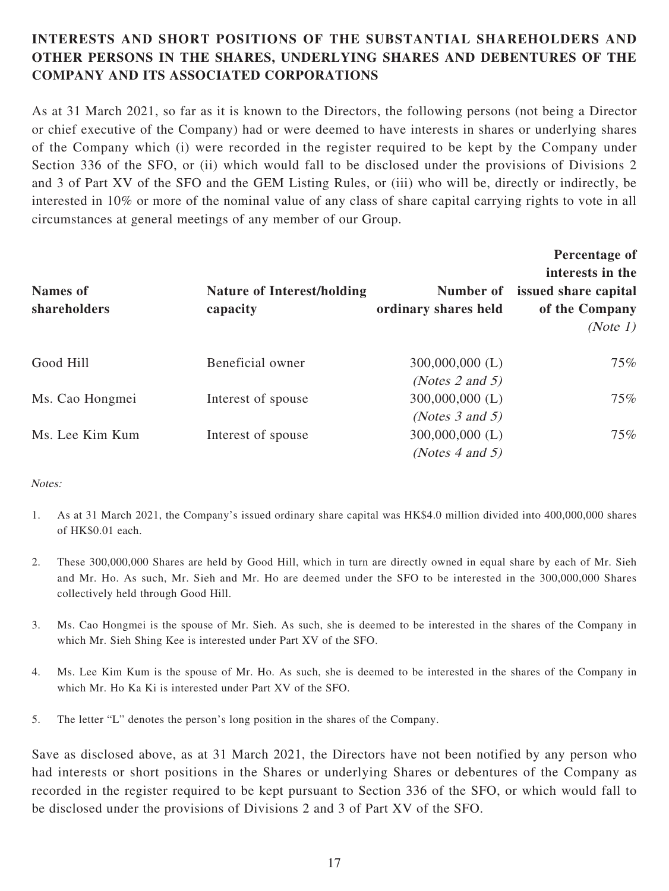## INTERESTS AND SHORT POSITIONS OF THE SUBSTANTIAL SHAREHOLDERS AND OTHER PERSONS IN THE SHARES, UNDERLYING SHARES AND DEBENTURES OF THE COMPANY AND ITS ASSOCIATED CORPORATIONS

As at 31 March 2021, so far as it is known to the Directors, the following persons (not being a Director or chief executive of the Company) had or were deemed to have interests in shares or underlying shares of the Company which (i) were recorded in the register required to be kept by the Company under Section 336 of the SFO, or (ii) which would fall to be disclosed under the provisions of Divisions 2 and 3 of Part XV of the SFO and the GEM Listing Rules, or (iii) who will be, directly or indirectly, be interested in 10% or more of the nominal value of any class of share capital carrying rights to vote in all circumstances at general meetings of any member of our Group.

| Names of shareholders | Nature of Interest/holding capacity | Number of ordinary shares held | Percentage of interests in the issued share capital of the Company *(Note 1)* |
|---|---|---|---|
| Good Hill | Beneficial owner | 300,000,000 (L) *(Notes 2 and 5)* | 75% |
| Ms. Cao Hongmei | Interest of spouse | 300,000,000 (L) *(Notes 3 and 5)* | 75% |
| Ms. Lee Kim Kum | Interest of spouse | 300,000,000 (L) *(Notes 4 and 5)* | 75% |

*Notes:*

1. As at 31 March 2021, the Company's issued ordinary share capital was HK$4.0 million divided into 400,000,000 shares of HK$0.01 each.
2. These 300,000,000 Shares are held by Good Hill, which in turn are directly owned in equal share by each of Mr. Sieh and Mr. Ho. As such, Mr. Sieh and Mr. Ho are deemed under the SFO to be interested in the 300,000,000 Shares collectively held through Good Hill.
3. Ms. Cao Hongmei is the spouse of Mr. Sieh. As such, she is deemed to be interested in the shares of the Company in which Mr. Sieh Shing Kee is interested under Part XV of the SFO.
4. Ms. Lee Kim Kum is the spouse of Mr. Ho. As such, she is deemed to be interested in the shares of the Company in which Mr. Ho Ka Ki is interested under Part XV of the SFO.
5. The letter "L" denotes the person's long position in the shares of the Company.

Save as disclosed above, as at 31 March 2021, the Directors have not been notified by any person who had interests or short positions in the Shares or underlying Shares or debentures of the Company as recorded in the register required to be kept pursuant to Section 336 of the SFO, or which would fall to be disclosed under the provisions of Divisions 2 and 3 of Part XV of the SFO.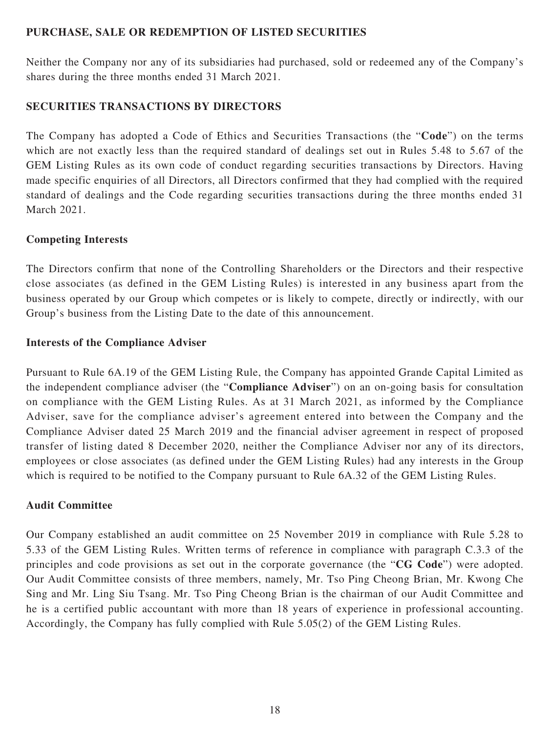## PURCHASE, SALE OR REDEMPTION OF LISTED SECURITIES

Neither the Company nor any of its subsidiaries had purchased, sold or redeemed any of the Company's shares during the three months ended 31 March 2021.

## SECURITIES TRANSACTIONS BY DIRECTORS

The Company has adopted a Code of Ethics and Securities Transactions (the "**Code**") on the terms which are not exactly less than the required standard of dealings set out in Rules 5.48 to 5.67 of the GEM Listing Rules as its own code of conduct regarding securities transactions by Directors. Having made specific enquiries of all Directors, all Directors confirmed that they had complied with the required standard of dealings and the Code regarding securities transactions during the three months ended 31 March 2021.

### Competing Interests

The Directors confirm that none of the Controlling Shareholders or the Directors and their respective close associates (as defined in the GEM Listing Rules) is interested in any business apart from the business operated by our Group which competes or is likely to compete, directly or indirectly, with our Group's business from the Listing Date to the date of this announcement.

### Interests of the Compliance Adviser

Pursuant to Rule 6A.19 of the GEM Listing Rule, the Company has appointed Grande Capital Limited as the independent compliance adviser (the "**Compliance Adviser**") on an on-going basis for consultation on compliance with the GEM Listing Rules. As at 31 March 2021, as informed by the Compliance Adviser, save for the compliance adviser's agreement entered into between the Company and the Compliance Adviser dated 25 March 2019 and the financial adviser agreement in respect of proposed transfer of listing dated 8 December 2020, neither the Compliance Adviser nor any of its directors, employees or close associates (as defined under the GEM Listing Rules) had any interests in the Group which is required to be notified to the Company pursuant to Rule 6A.32 of the GEM Listing Rules.

### Audit Committee

Our Company established an audit committee on 25 November 2019 in compliance with Rule 5.28 to 5.33 of the GEM Listing Rules. Written terms of reference in compliance with paragraph C.3.3 of the principles and code provisions as set out in the corporate governance (the "**CG Code**") were adopted. Our Audit Committee consists of three members, namely, Mr. Tso Ping Cheong Brian, Mr. Kwong Che Sing and Mr. Ling Siu Tsang. Mr. Tso Ping Cheong Brian is the chairman of our Audit Committee and he is a certified public accountant with more than 18 years of experience in professional accounting. Accordingly, the Company has fully complied with Rule 5.05(2) of the GEM Listing Rules.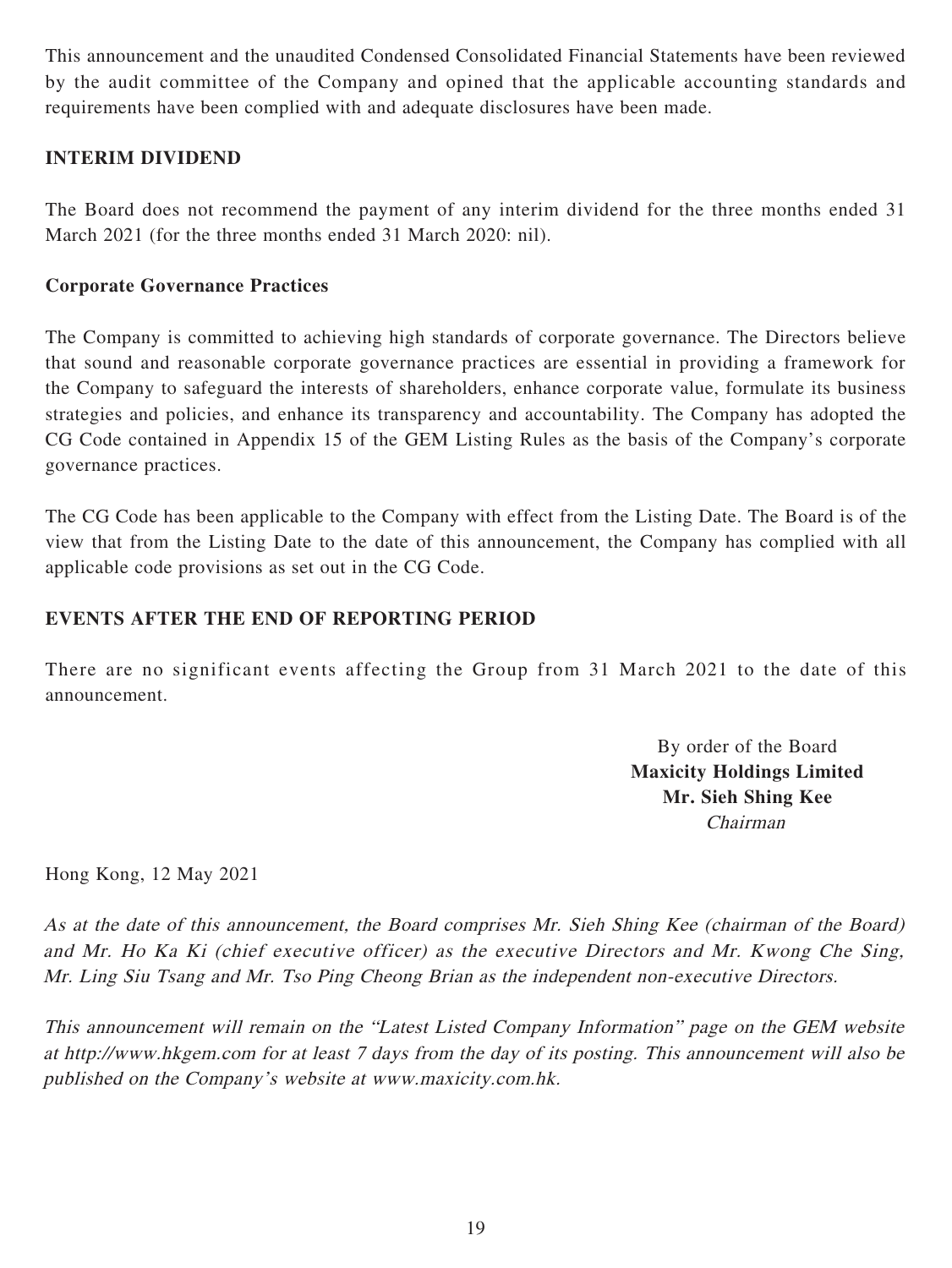This announcement and the unaudited Condensed Consolidated Financial Statements have been reviewed by the audit committee of the Company and opined that the applicable accounting standards and requirements have been complied with and adequate disclosures have been made.

## INTERIM DIVIDEND

The Board does not recommend the payment of any interim dividend for the three months ended 31 March 2021 (for the three months ended 31 March 2020: nil).

## Corporate Governance Practices

The Company is committed to achieving high standards of corporate governance. The Directors believe that sound and reasonable corporate governance practices are essential in providing a framework for the Company to safeguard the interests of shareholders, enhance corporate value, formulate its business strategies and policies, and enhance its transparency and accountability. The Company has adopted the CG Code contained in Appendix 15 of the GEM Listing Rules as the basis of the Company's corporate governance practices.

The CG Code has been applicable to the Company with effect from the Listing Date. The Board is of the view that from the Listing Date to the date of this announcement, the Company has complied with all applicable code provisions as set out in the CG Code.

## EVENTS AFTER THE END OF REPORTING PERIOD

There are no significant events affecting the Group from 31 March 2021 to the date of this announcement.

By order of the Board
**Maxicity Holdings Limited**
**Mr. Sieh Shing Kee**
*Chairman*

Hong Kong, 12 May 2021

*As at the date of this announcement, the Board comprises Mr. Sieh Shing Kee (chairman of the Board) and Mr. Ho Ka Ki (chief executive officer) as the executive Directors and Mr. Kwong Che Sing, Mr. Ling Siu Tsang and Mr. Tso Ping Cheong Brian as the independent non-executive Directors.*

*This announcement will remain on the "Latest Listed Company Information" page on the GEM website at http://www.hkgem.com for at least 7 days from the day of its posting. This announcement will also be published on the Company's website at www.maxicity.com.hk.*